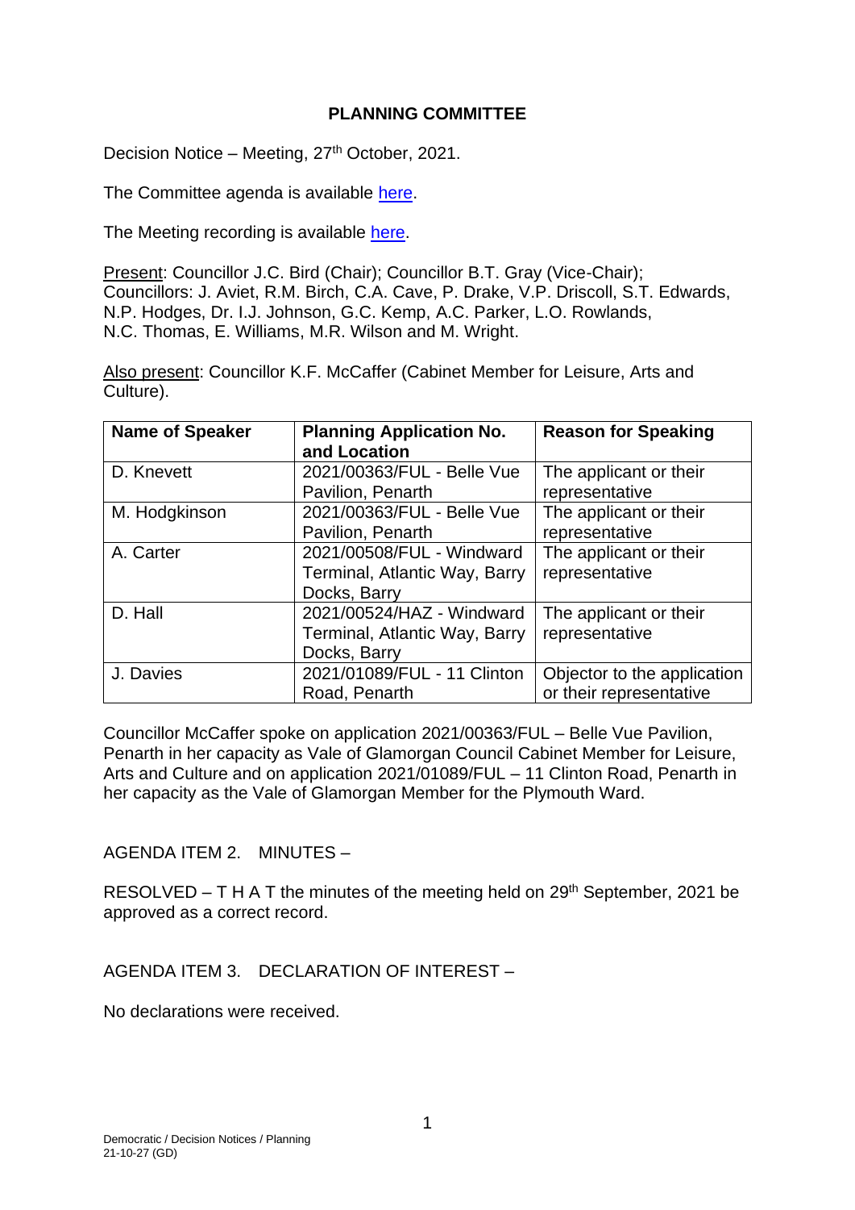# PLANNING COMMITTEE

Decision Notice – Meeting, 27th October, 2021.

The Committee agenda is available here.

The Meeting recording is available here.

Present: Councillor J.C. Bird (Chair); Councillor B.T. Gray (Vice-Chair); Councillors: J. Aviet, R.M. Birch, C.A. Cave, P. Drake, V.P. Driscoll, S.T. Edwards, N.P. Hodges, Dr. I.J. Johnson, G.C. Kemp, A.C. Parker, L.O. Rowlands, N.C. Thomas, E. Williams, M.R. Wilson and M. Wright.

Also present: Councillor K.F. McCaffer (Cabinet Member for Leisure, Arts and Culture).

| Name of Speaker | Planning Application No. and Location | Reason for Speaking |
|---|---|---|
| D. Knevett | 2021/00363/FUL - Belle Vue Pavilion, Penarth | The applicant or their representative |
| M. Hodgkinson | 2021/00363/FUL - Belle Vue Pavilion, Penarth | The applicant or their representative |
| A. Carter | 2021/00508/FUL - Windward Terminal, Atlantic Way, Barry Docks, Barry | The applicant or their representative |
| D. Hall | 2021/00524/HAZ - Windward Terminal, Atlantic Way, Barry Docks, Barry | The applicant or their representative |
| J. Davies | 2021/01089/FUL - 11 Clinton Road, Penarth | Objector to the application or their representative |

Councillor McCaffer spoke on application 2021/00363/FUL – Belle Vue Pavilion, Penarth in her capacity as Vale of Glamorgan Council Cabinet Member for Leisure, Arts and Culture and on application 2021/01089/FUL – 11 Clinton Road, Penarth in her capacity as the Vale of Glamorgan Member for the Plymouth Ward.

AGENDA ITEM 2. MINUTES –

RESOLVED – T H A T the minutes of the meeting held on 29th September, 2021 be approved as a correct record.

AGENDA ITEM 3. DECLARATION OF INTEREST –

No declarations were received.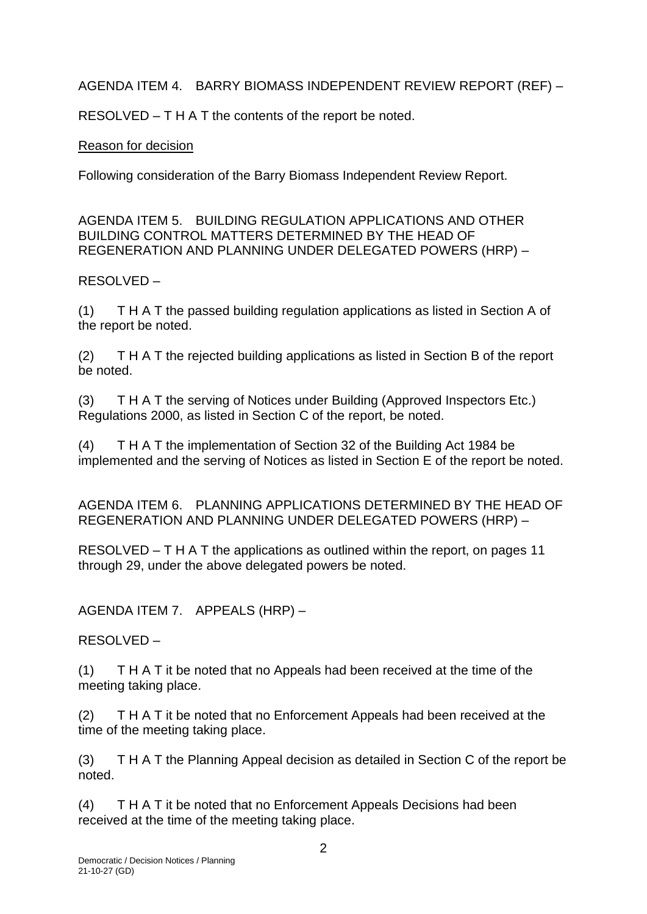AGENDA ITEM 4. BARRY BIOMASS INDEPENDENT REVIEW REPORT (REF) –

RESOLVED – T H A T the contents of the report be noted.

Reason for decision

Following consideration of the Barry Biomass Independent Review Report.

AGENDA ITEM 5. BUILDING REGULATION APPLICATIONS AND OTHER BUILDING CONTROL MATTERS DETERMINED BY THE HEAD OF REGENERATION AND PLANNING UNDER DELEGATED POWERS (HRP) –

RESOLVED –

(1) T H A T the passed building regulation applications as listed in Section A of the report be noted.

(2) T H A T the rejected building applications as listed in Section B of the report be noted.

(3) T H A T the serving of Notices under Building (Approved Inspectors Etc.) Regulations 2000, as listed in Section C of the report, be noted.

(4) T H A T the implementation of Section 32 of the Building Act 1984 be implemented and the serving of Notices as listed in Section E of the report be noted.

AGENDA ITEM 6. PLANNING APPLICATIONS DETERMINED BY THE HEAD OF REGENERATION AND PLANNING UNDER DELEGATED POWERS (HRP) –

RESOLVED – T H A T the applications as outlined within the report, on pages 11 through 29, under the above delegated powers be noted.

AGENDA ITEM 7. APPEALS (HRP) –

RESOLVED –

(1) T H A T it be noted that no Appeals had been received at the time of the meeting taking place.

(2) T H A T it be noted that no Enforcement Appeals had been received at the time of the meeting taking place.

(3) T H A T the Planning Appeal decision as detailed in Section C of the report be noted.

(4) T H A T it be noted that no Enforcement Appeals Decisions had been received at the time of the meeting taking place.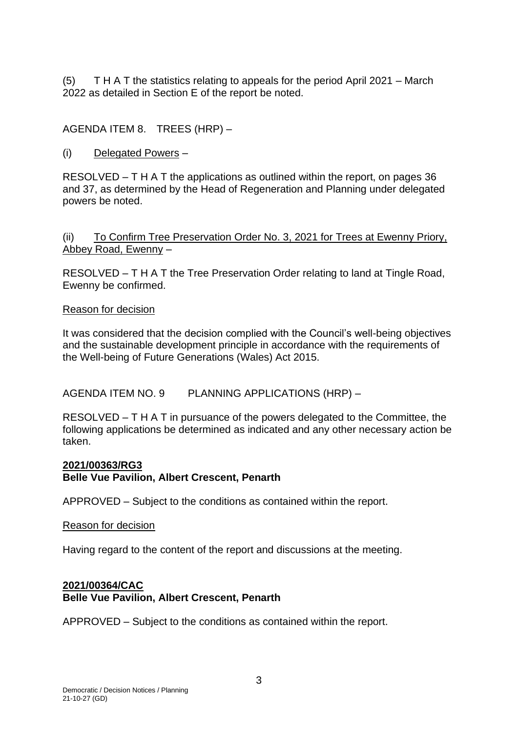(5) T H A T the statistics relating to appeals for the period April 2021 – March 2022 as detailed in Section E of the report be noted.

AGENDA ITEM 8. TREES (HRP) –

(i) Delegated Powers –

RESOLVED – T H A T the applications as outlined within the report, on pages 36 and 37, as determined by the Head of Regeneration and Planning under delegated powers be noted.

(ii) To Confirm Tree Preservation Order No. 3, 2021 for Trees at Ewenny Priory, Abbey Road, Ewenny –

RESOLVED – T H A T the Tree Preservation Order relating to land at Tingle Road, Ewenny be confirmed.

Reason for decision

It was considered that the decision complied with the Council's well-being objectives and the sustainable development principle in accordance with the requirements of the Well-being of Future Generations (Wales) Act 2015.

AGENDA ITEM NO. 9 PLANNING APPLICATIONS (HRP) –

RESOLVED – T H A T in pursuance of the powers delegated to the Committee, the following applications be determined as indicated and any other necessary action be taken.

**2021/00363/RG3**
**Belle Vue Pavilion, Albert Crescent, Penarth**

APPROVED – Subject to the conditions as contained within the report.

Reason for decision

Having regard to the content of the report and discussions at the meeting.

**2021/00364/CAC**
**Belle Vue Pavilion, Albert Crescent, Penarth**

APPROVED – Subject to the conditions as contained within the report.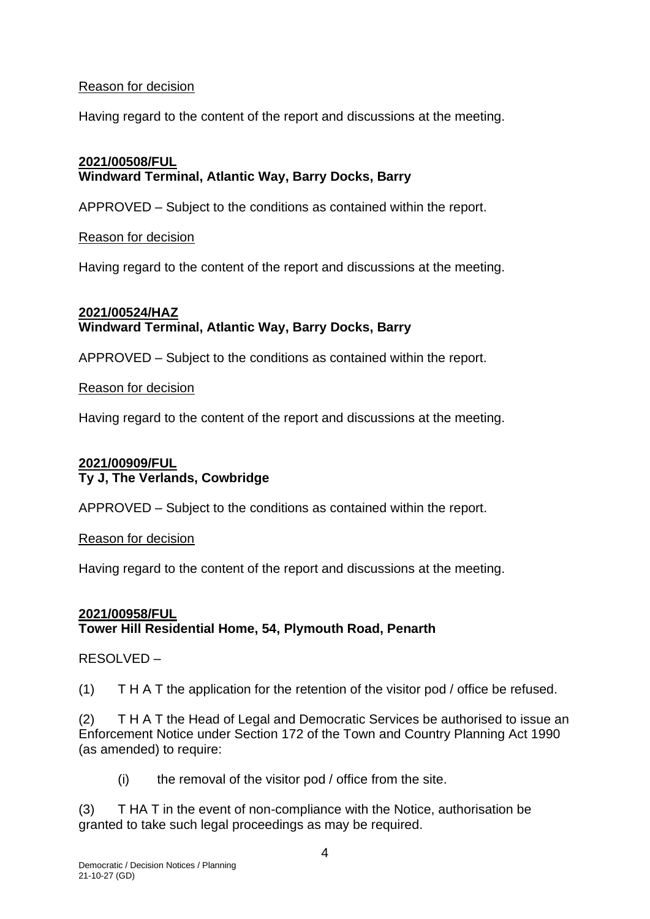<u>Reason for decision</u>

Having regard to the content of the report and discussions at the meeting.

**2021/00508/FUL**
**Windward Terminal, Atlantic Way, Barry Docks, Barry**

APPROVED – Subject to the conditions as contained within the report.

<u>Reason for decision</u>

Having regard to the content of the report and discussions at the meeting.

**2021/00524/HAZ**
**Windward Terminal, Atlantic Way, Barry Docks, Barry**

APPROVED – Subject to the conditions as contained within the report.

<u>Reason for decision</u>

Having regard to the content of the report and discussions at the meeting.

**2021/00909/FUL**
**Ty J, The Verlands, Cowbridge**

APPROVED – Subject to the conditions as contained within the report.

<u>Reason for decision</u>

Having regard to the content of the report and discussions at the meeting.

**2021/00958/FUL**
**Tower Hill Residential Home, 54, Plymouth Road, Penarth**

RESOLVED –

(1) T H A T the application for the retention of the visitor pod / office be refused.

(2) T H A T the Head of Legal and Democratic Services be authorised to issue an Enforcement Notice under Section 172 of the Town and Country Planning Act 1990 (as amended) to require:

(i) the removal of the visitor pod / office from the site.

(3) T HA T in the event of non-compliance with the Notice, authorisation be granted to take such legal proceedings as may be required.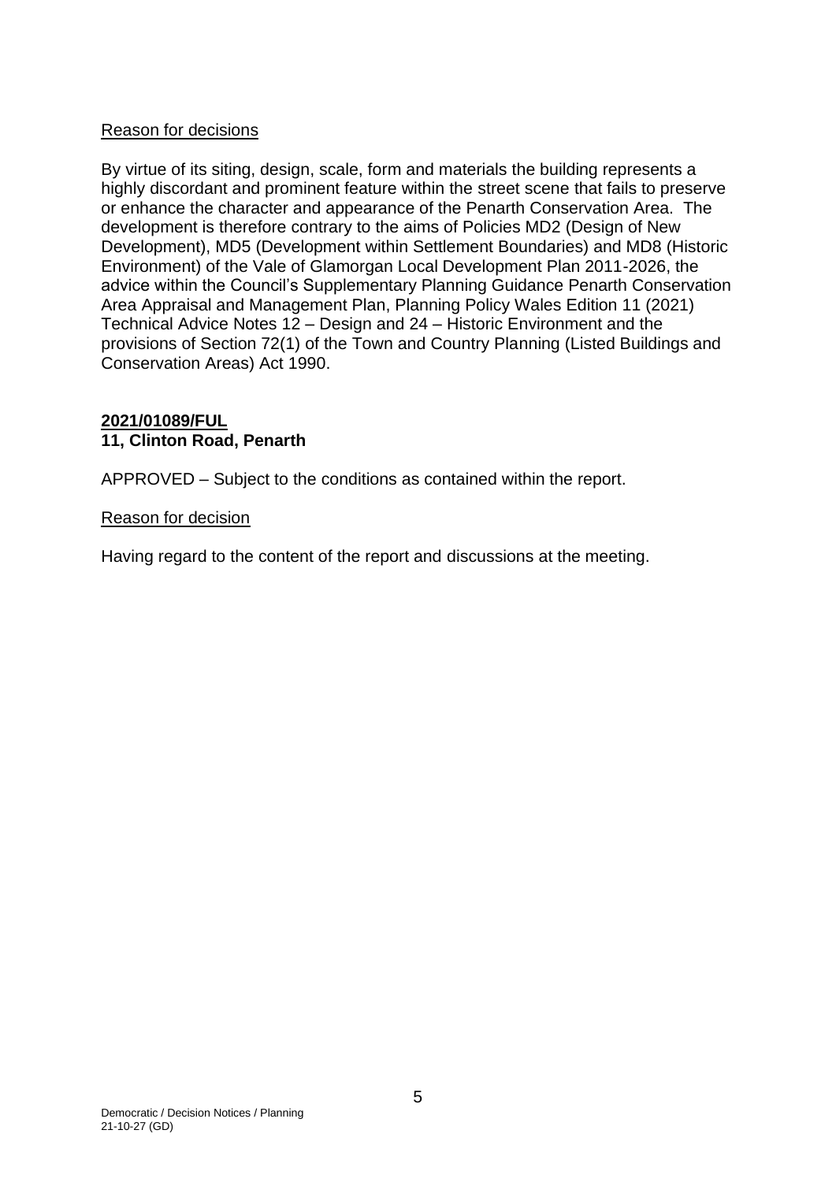Reason for decisions

By virtue of its siting, design, scale, form and materials the building represents a highly discordant and prominent feature within the street scene that fails to preserve or enhance the character and appearance of the Penarth Conservation Area. The development is therefore contrary to the aims of Policies MD2 (Design of New Development), MD5 (Development within Settlement Boundaries) and MD8 (Historic Environment) of the Vale of Glamorgan Local Development Plan 2011-2026, the advice within the Council's Supplementary Planning Guidance Penarth Conservation Area Appraisal and Management Plan, Planning Policy Wales Edition 11 (2021) Technical Advice Notes 12 – Design and 24 – Historic Environment and the provisions of Section 72(1) of the Town and Country Planning (Listed Buildings and Conservation Areas) Act 1990.

**2021/01089/FUL**
**11, Clinton Road, Penarth**

APPROVED – Subject to the conditions as contained within the report.

Reason for decision

Having regard to the content of the report and discussions at the meeting.